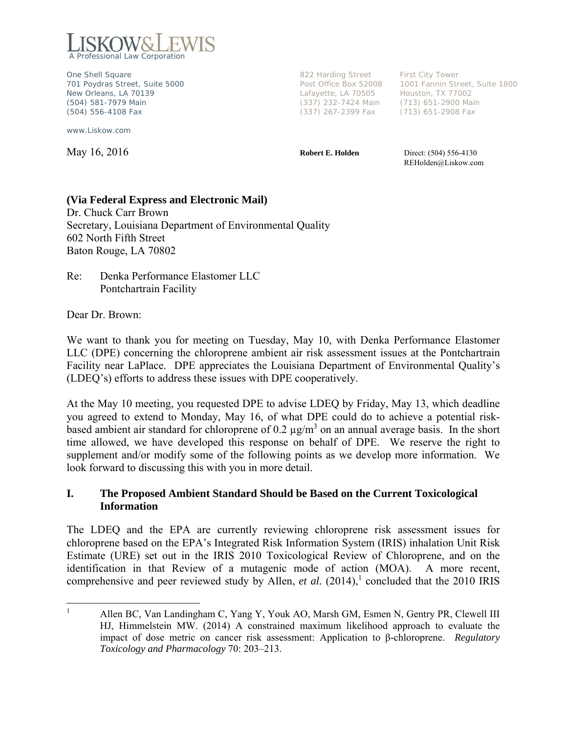# LISKOW&LEWIS

A Professional Law Corporation

One Shell Square
701 Poydras Street, Suite 5000
New Orleans, LA 70139
(504) 581-7979 Main
(504) 556-4108 Fax

www.Liskow.com

822 Harding Street
Post Office Box 52008
Lafayette, LA 70505
(337) 232-7424 Main
(337) 267-2399 Fax

First City Tower
1001 Fannin Street, Suite 1800
Houston, TX 77002
(713) 651-2900 Main
(713) 651-2908 Fax

May 16, 2016

**Robert E. Holden**

Direct: (504) 556-4130
REHolden@Liskow.com

**(Via Federal Express and Electronic Mail)**
Dr. Chuck Carr Brown
Secretary, Louisiana Department of Environmental Quality
602 North Fifth Street
Baton Rouge, LA 70802

Re: Denka Performance Elastomer LLC
Pontchartrain Facility

Dear Dr. Brown:

We want to thank you for meeting on Tuesday, May 10, with Denka Performance Elastomer LLC (DPE) concerning the chloroprene ambient air risk assessment issues at the Pontchartrain Facility near LaPlace. DPE appreciates the Louisiana Department of Environmental Quality's (LDEQ's) efforts to address these issues with DPE cooperatively.

At the May 10 meeting, you requested DPE to advise LDEQ by Friday, May 13, which deadline you agreed to extend to Monday, May 16, of what DPE could do to achieve a potential risk-based ambient air standard for chloroprene of 0.2 $\mu g/m^3$ on an annual average basis. In the short time allowed, we have developed this response on behalf of DPE. We reserve the right to supplement and/or modify some of the following points as we develop more information. We look forward to discussing this with you in more detail.

## I. The Proposed Ambient Standard Should be Based on the Current Toxicological Information

The LDEQ and the EPA are currently reviewing chloroprene risk assessment issues for chloroprene based on the EPA's Integrated Risk Information System (IRIS) inhalation Unit Risk Estimate (URE) set out in the IRIS 2010 Toxicological Review of Chloroprene, and on the identification in that Review of a mutagenic mode of action (MOA). A more recent, comprehensive and peer reviewed study by Allen, *et al.* (2014),[1] concluded that the 2010 IRIS

[1] Allen BC, Van Landingham C, Yang Y, Youk AO, Marsh GM, Esmen N, Gentry PR, Clewell III HJ, Himmelstein MW. (2014) A constrained maximum likelihood approach to evaluate the impact of dose metric on cancer risk assessment: Application to β-chloroprene. *Regulatory Toxicology and Pharmacology* 70: 203–213.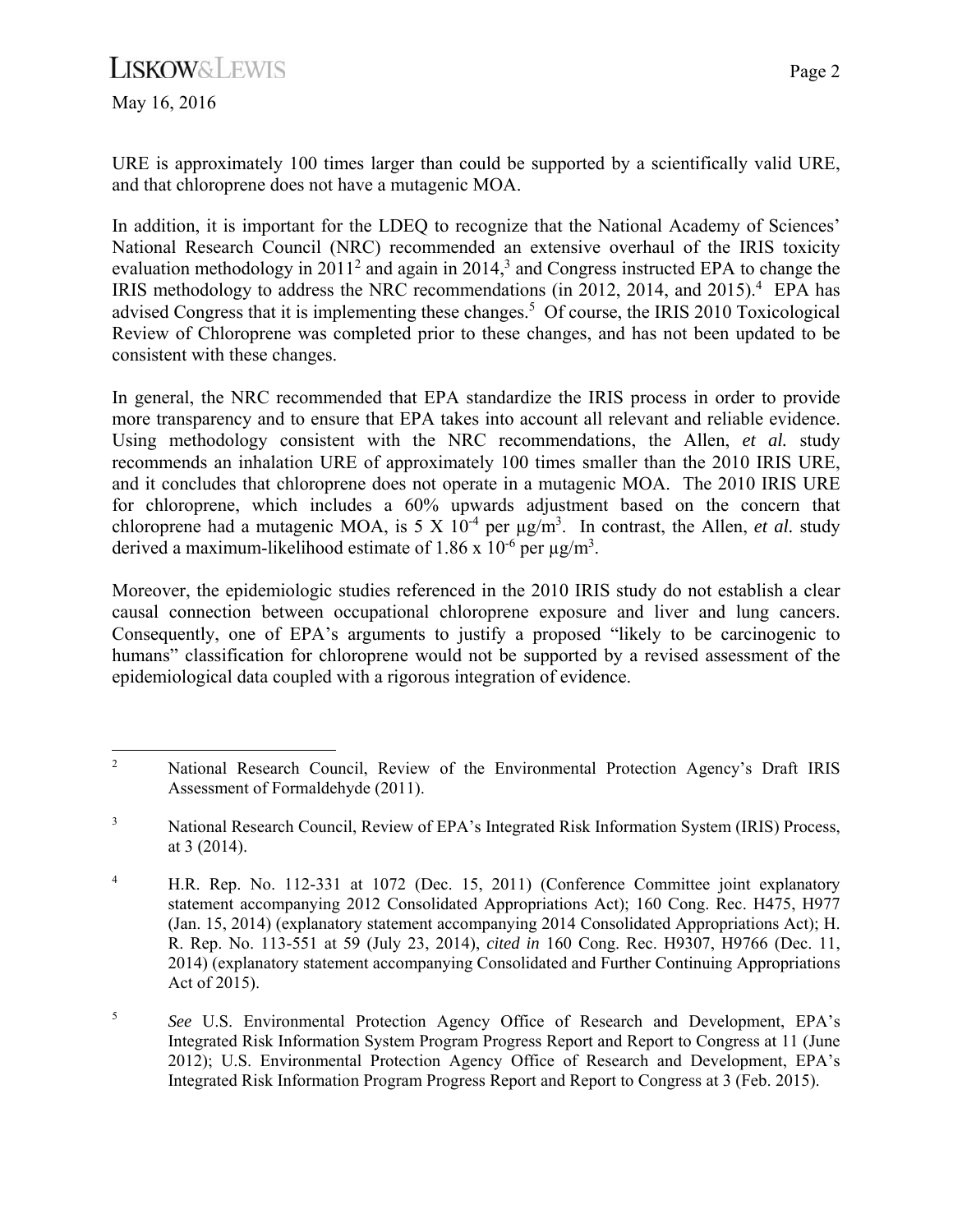URE is approximately 100 times larger than could be supported by a scientifically valid URE, and that chloroprene does not have a mutagenic MOA.

In addition, it is important for the LDEQ to recognize that the National Academy of Sciences' National Research Council (NRC) recommended an extensive overhaul of the IRIS toxicity evaluation methodology in 2011[2] and again in 2014,[3] and Congress instructed EPA to change the IRIS methodology to address the NRC recommendations (in 2012, 2014, and 2015).[4] EPA has advised Congress that it is implementing these changes.[5] Of course, the IRIS 2010 Toxicological Review of Chloroprene was completed prior to these changes, and has not been updated to be consistent with these changes.

In general, the NRC recommended that EPA standardize the IRIS process in order to provide more transparency and to ensure that EPA takes into account all relevant and reliable evidence. Using methodology consistent with the NRC recommendations, the Allen, *et al.* study recommends an inhalation URE of approximately 100 times smaller than the 2010 IRIS URE, and it concludes that chloroprene does not operate in a mutagenic MOA. The 2010 IRIS URE for chloroprene, which includes a 60% upwards adjustment based on the concern that chloroprene had a mutagenic MOA, is $5 \times 10^{-4}$ per $\mu g/m^3$. In contrast, the Allen, *et al.* study derived a maximum-likelihood estimate of $1.86 \times 10^{-6}$ per $\mu g/m^3$.

Moreover, the epidemiologic studies referenced in the 2010 IRIS study do not establish a clear causal connection between occupational chloroprene exposure and liver and lung cancers. Consequently, one of EPA's arguments to justify a proposed "likely to be carcinogenic to humans" classification for chloroprene would not be supported by a revised assessment of the epidemiological data coupled with a rigorous integration of evidence.

---

[2] National Research Council, Review of the Environmental Protection Agency's Draft IRIS Assessment of Formaldehyde (2011).

[3] National Research Council, Review of EPA's Integrated Risk Information System (IRIS) Process, at 3 (2014).

[4] H.R. Rep. No. 112-331 at 1072 (Dec. 15, 2011) (Conference Committee joint explanatory statement accompanying 2012 Consolidated Appropriations Act); 160 Cong. Rec. H475, H977 (Jan. 15, 2014) (explanatory statement accompanying 2014 Consolidated Appropriations Act); H. R. Rep. No. 113-551 at 59 (July 23, 2014), *cited in* 160 Cong. Rec. H9307, H9766 (Dec. 11, 2014) (explanatory statement accompanying Consolidated and Further Continuing Appropriations Act of 2015).

[5] *See* U.S. Environmental Protection Agency Office of Research and Development, EPA's Integrated Risk Information System Program Progress Report and Report to Congress at 11 (June 2012); U.S. Environmental Protection Agency Office of Research and Development, EPA's Integrated Risk Information Program Progress Report and Report to Congress at 3 (Feb. 2015).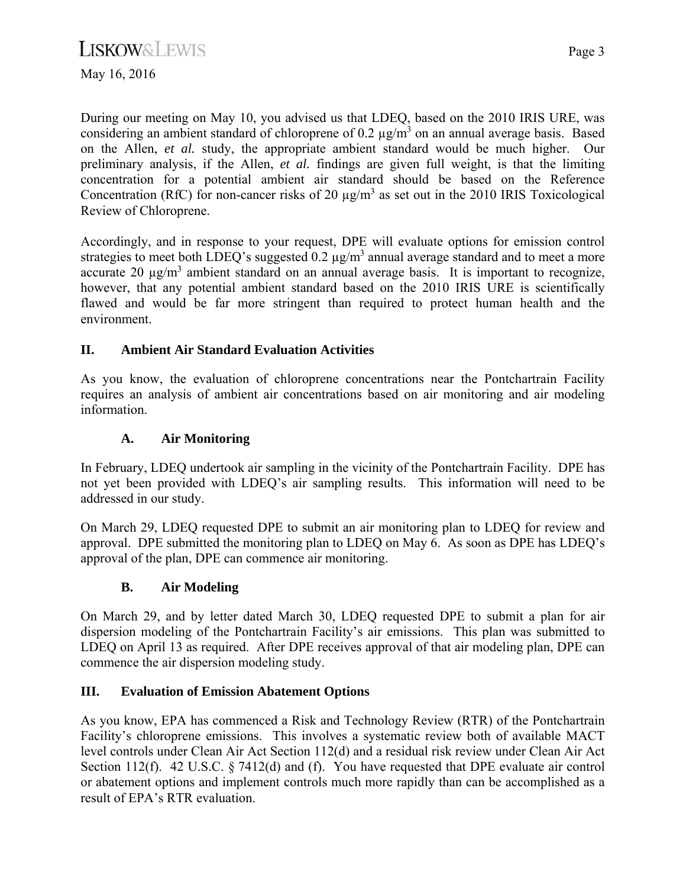May 16, 2016

During our meeting on May 10, you advised us that LDEQ, based on the 2010 IRIS URE, was considering an ambient standard of chloroprene of 0.2 $\mu g/m^3$ on an annual average basis. Based on the Allen, *et al.* study, the appropriate ambient standard would be much higher. Our preliminary analysis, if the Allen, *et al.* findings are given full weight, is that the limiting concentration for a potential ambient air standard should be based on the Reference Concentration (RfC) for non-cancer risks of 20 $\mu g/m^3$ as set out in the 2010 IRIS Toxicological Review of Chloroprene.

Accordingly, and in response to your request, DPE will evaluate options for emission control strategies to meet both LDEQ's suggested 0.2 $\mu g/m^3$ annual average standard and to meet a more accurate 20 $\mu g/m^3$ ambient standard on an annual average basis. It is important to recognize, however, that any potential ambient standard based on the 2010 IRIS URE is scientifically flawed and would be far more stringent than required to protect human health and the environment.

## II. Ambient Air Standard Evaluation Activities

As you know, the evaluation of chloroprene concentrations near the Pontchartrain Facility requires an analysis of ambient air concentrations based on air monitoring and air modeling information.

### A. Air Monitoring

In February, LDEQ undertook air sampling in the vicinity of the Pontchartrain Facility. DPE has not yet been provided with LDEQ's air sampling results. This information will need to be addressed in our study.

On March 29, LDEQ requested DPE to submit an air monitoring plan to LDEQ for review and approval. DPE submitted the monitoring plan to LDEQ on May 6. As soon as DPE has LDEQ's approval of the plan, DPE can commence air monitoring.

### B. Air Modeling

On March 29, and by letter dated March 30, LDEQ requested DPE to submit a plan for air dispersion modeling of the Pontchartrain Facility's air emissions. This plan was submitted to LDEQ on April 13 as required. After DPE receives approval of that air modeling plan, DPE can commence the air dispersion modeling study.

## III. Evaluation of Emission Abatement Options

As you know, EPA has commenced a Risk and Technology Review (RTR) of the Pontchartrain Facility's chloroprene emissions. This involves a systematic review both of available MACT level controls under Clean Air Act Section 112(d) and a residual risk review under Clean Air Act Section 112(f). 42 U.S.C. § 7412(d) and (f). You have requested that DPE evaluate air control or abatement options and implement controls much more rapidly than can be accomplished as a result of EPA's RTR evaluation.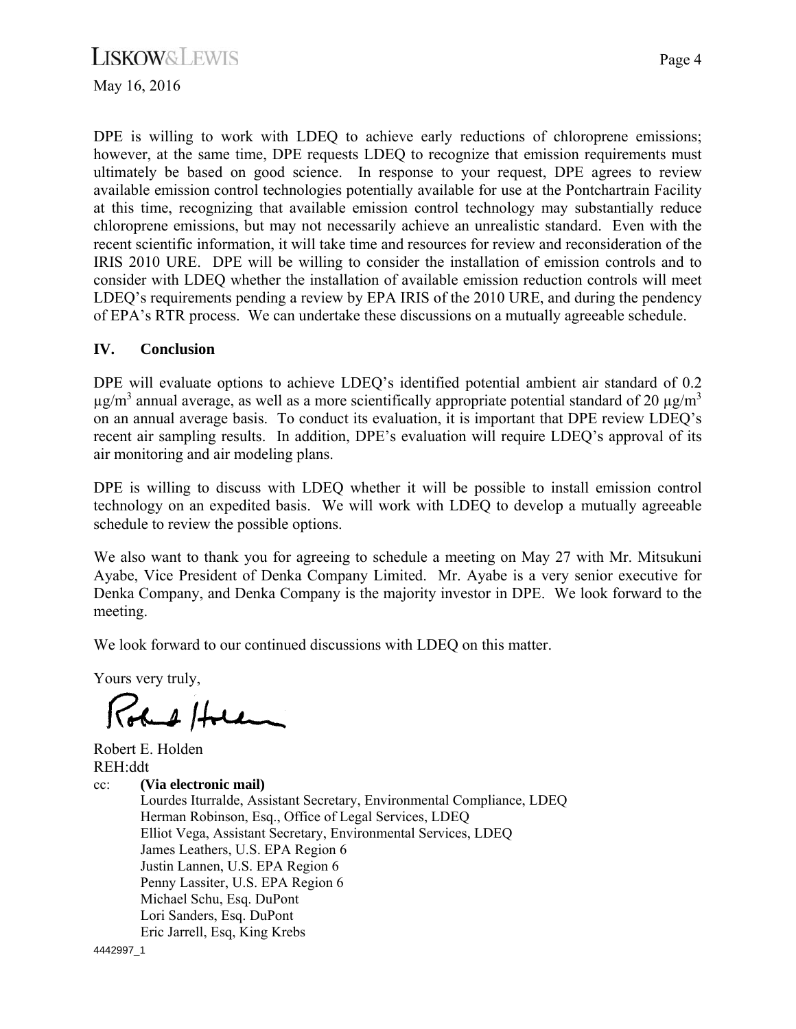DPE is willing to work with LDEQ to achieve early reductions of chloroprene emissions; however, at the same time, DPE requests LDEQ to recognize that emission requirements must ultimately be based on good science. In response to your request, DPE agrees to review available emission control technologies potentially available for use at the Pontchartrain Facility at this time, recognizing that available emission control technology may substantially reduce chloroprene emissions, but may not necessarily achieve an unrealistic standard. Even with the recent scientific information, it will take time and resources for review and reconsideration of the IRIS 2010 URE. DPE will be willing to consider the installation of emission controls and to consider with LDEQ whether the installation of available emission reduction controls will meet LDEQ's requirements pending a review by EPA IRIS of the 2010 URE, and during the pendency of EPA's RTR process. We can undertake these discussions on a mutually agreeable schedule.

## IV. Conclusion

DPE will evaluate options to achieve LDEQ's identified potential ambient air standard of 0.2 $\mu g/m^3$ annual average, as well as a more scientifically appropriate potential standard of 20 $\mu g/m^3$ on an annual average basis. To conduct its evaluation, it is important that DPE review LDEQ's recent air sampling results. In addition, DPE's evaluation will require LDEQ's approval of its air monitoring and air modeling plans.

DPE is willing to discuss with LDEQ whether it will be possible to install emission control technology on an expedited basis. We will work with LDEQ to develop a mutually agreeable schedule to review the possible options.

We also want to thank you for agreeing to schedule a meeting on May 27 with Mr. Mitsukuni Ayabe, Vice President of Denka Company Limited. Mr. Ayabe is a very senior executive for Denka Company, and Denka Company is the majority investor in DPE. We look forward to the meeting.

We look forward to our continued discussions with LDEQ on this matter.

Yours very truly,

Robert E. Holden

REH:ddt

cc: **(Via electronic mail)**
Lourdes Iturralde, Assistant Secretary, Environmental Compliance, LDEQ
Herman Robinson, Esq., Office of Legal Services, LDEQ
Elliot Vega, Assistant Secretary, Environmental Services, LDEQ
James Leathers, U.S. EPA Region 6
Justin Lannen, U.S. EPA Region 6
Penny Lassiter, U.S. EPA Region 6
Michael Schu, Esq. DuPont
Lori Sanders, Esq. DuPont
Eric Jarrell, Esq, King Krebs

4442997_1